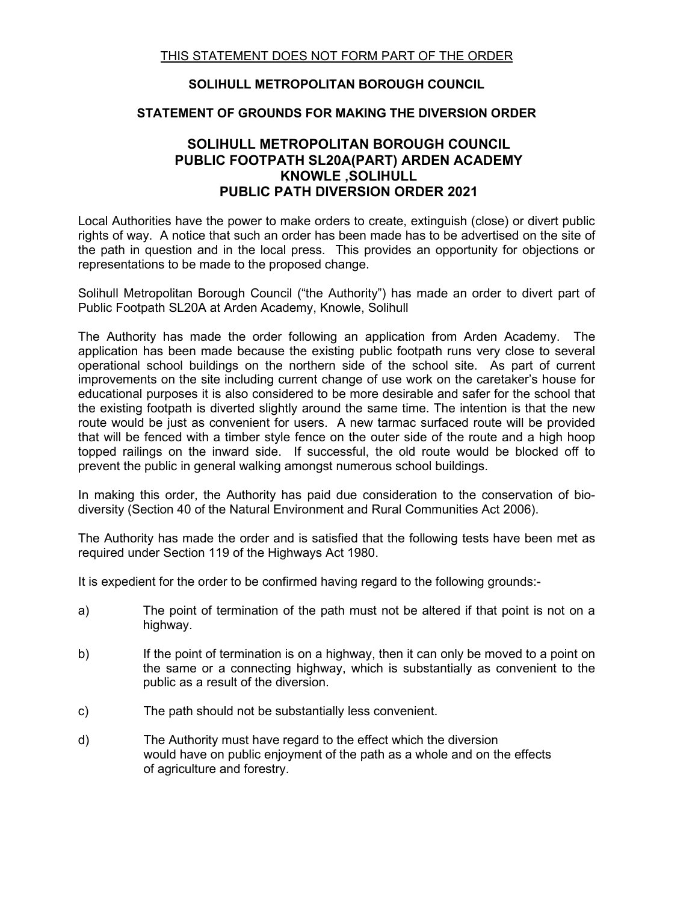<u>THIS STATEMENT DOES NOT FORM PART OF THE ORDER</u>

**SOLIHULL METROPOLITAN BOROUGH COUNCIL**

**STATEMENT OF GROUNDS FOR MAKING THE DIVERSION ORDER**

# SOLIHULL METROPOLITAN BOROUGH COUNCIL PUBLIC FOOTPATH SL20A(PART) ARDEN ACADEMY KNOWLE ,SOLIHULL PUBLIC PATH DIVERSION ORDER 2021

Local Authorities have the power to make orders to create, extinguish (close) or divert public rights of way. A notice that such an order has been made has to be advertised on the site of the path in question and in the local press. This provides an opportunity for objections or representations to be made to the proposed change.

Solihull Metropolitan Borough Council ("the Authority") has made an order to divert part of Public Footpath SL20A at Arden Academy, Knowle, Solihull

The Authority has made the order following an application from Arden Academy. The application has been made because the existing public footpath runs very close to several operational school buildings on the northern side of the school site. As part of current improvements on the site including current change of use work on the caretaker's house for educational purposes it is also considered to be more desirable and safer for the school that the existing footpath is diverted slightly around the same time. The intention is that the new route would be just as convenient for users. A new tarmac surfaced route will be provided that will be fenced with a timber style fence on the outer side of the route and a high hoop topped railings on the inward side. If successful, the old route would be blocked off to prevent the public in general walking amongst numerous school buildings.

In making this order, the Authority has paid due consideration to the conservation of bio-diversity (Section 40 of the Natural Environment and Rural Communities Act 2006).

The Authority has made the order and is satisfied that the following tests have been met as required under Section 119 of the Highways Act 1980.

It is expedient for the order to be confirmed having regard to the following grounds:-

a) The point of termination of the path must not be altered if that point is not on a highway.

b) If the point of termination is on a highway, then it can only be moved to a point on the same or a connecting highway, which is substantially as convenient to the public as a result of the diversion.

c) The path should not be substantially less convenient.

d) The Authority must have regard to the effect which the diversion would have on public enjoyment of the path as a whole and on the effects of agriculture and forestry.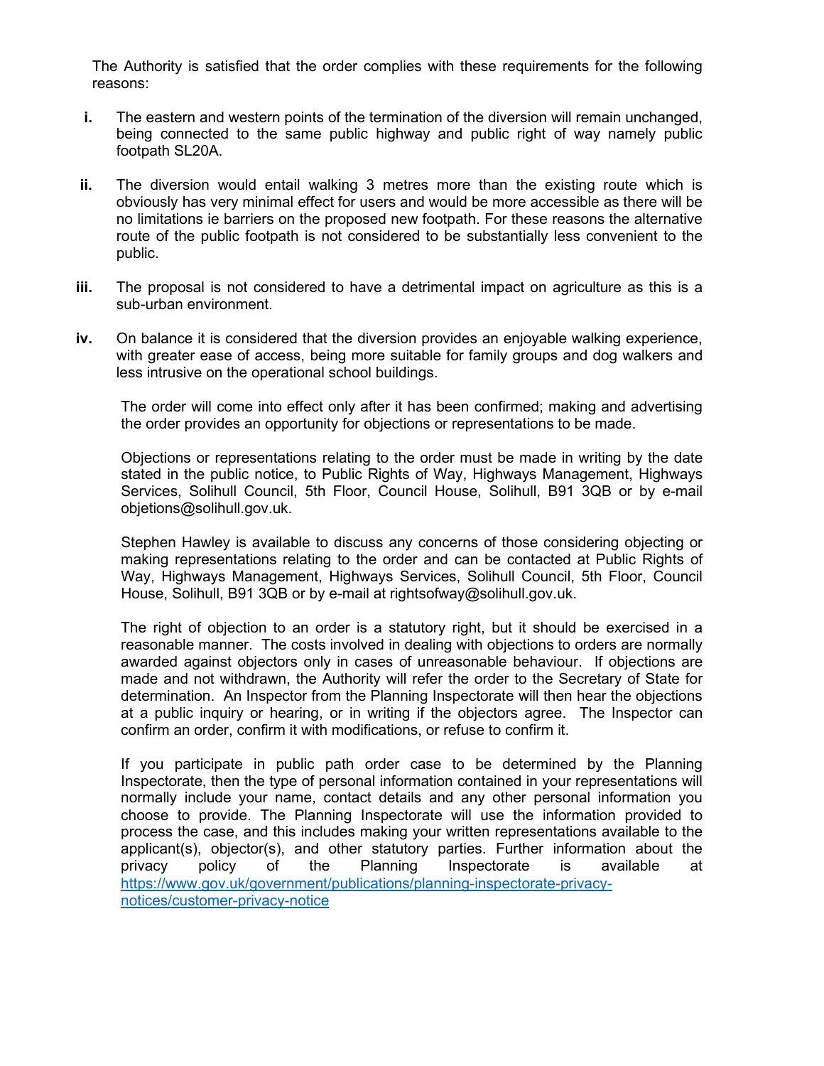The Authority is satisfied that the order complies with these requirements for the following reasons:

i. The eastern and western points of the termination of the diversion will remain unchanged, being connected to the same public highway and public right of way namely public footpath SL20A.

ii. The diversion would entail walking 3 metres more than the existing route which is obviously has very minimal effect for users and would be more accessible as there will be no limitations ie barriers on the proposed new footpath. For these reasons the alternative route of the public footpath is not considered to be substantially less convenient to the public.

iii. The proposal is not considered to have a detrimental impact on agriculture as this is a sub-urban environment.

iv. On balance it is considered that the diversion provides an enjoyable walking experience, with greater ease of access, being more suitable for family groups and dog walkers and less intrusive on the operational school buildings.

The order will come into effect only after it has been confirmed; making and advertising the order provides an opportunity for objections or representations to be made.

Objections or representations relating to the order must be made in writing by the date stated in the public notice, to Public Rights of Way, Highways Management, Highways Services, Solihull Council, 5th Floor, Council House, Solihull, B91 3QB or by e-mail objetions@solihull.gov.uk.

Stephen Hawley is available to discuss any concerns of those considering objecting or making representations relating to the order and can be contacted at Public Rights of Way, Highways Management, Highways Services, Solihull Council, 5th Floor, Council House, Solihull, B91 3QB or by e-mail at rightsofway@solihull.gov.uk.

The right of objection to an order is a statutory right, but it should be exercised in a reasonable manner. The costs involved in dealing with objections to orders are normally awarded against objectors only in cases of unreasonable behaviour. If objections are made and not withdrawn, the Authority will refer the order to the Secretary of State for determination. An Inspector from the Planning Inspectorate will then hear the objections at a public inquiry or hearing, or in writing if the objectors agree. The Inspector can confirm an order, confirm it with modifications, or refuse to confirm it.

If you participate in public path order case to be determined by the Planning Inspectorate, then the type of personal information contained in your representations will normally include your name, contact details and any other personal information you choose to provide. The Planning Inspectorate will use the information provided to process the case, and this includes making your written representations available to the applicant(s), objector(s), and other statutory parties. Further information about the privacy policy of the Planning Inspectorate is available at [https://www.gov.uk/government/publications/planning-inspectorate-privacy-notices/customer-privacy-notice](https://www.gov.uk/government/publications/planning-inspectorate-privacy-notices/customer-privacy-notice)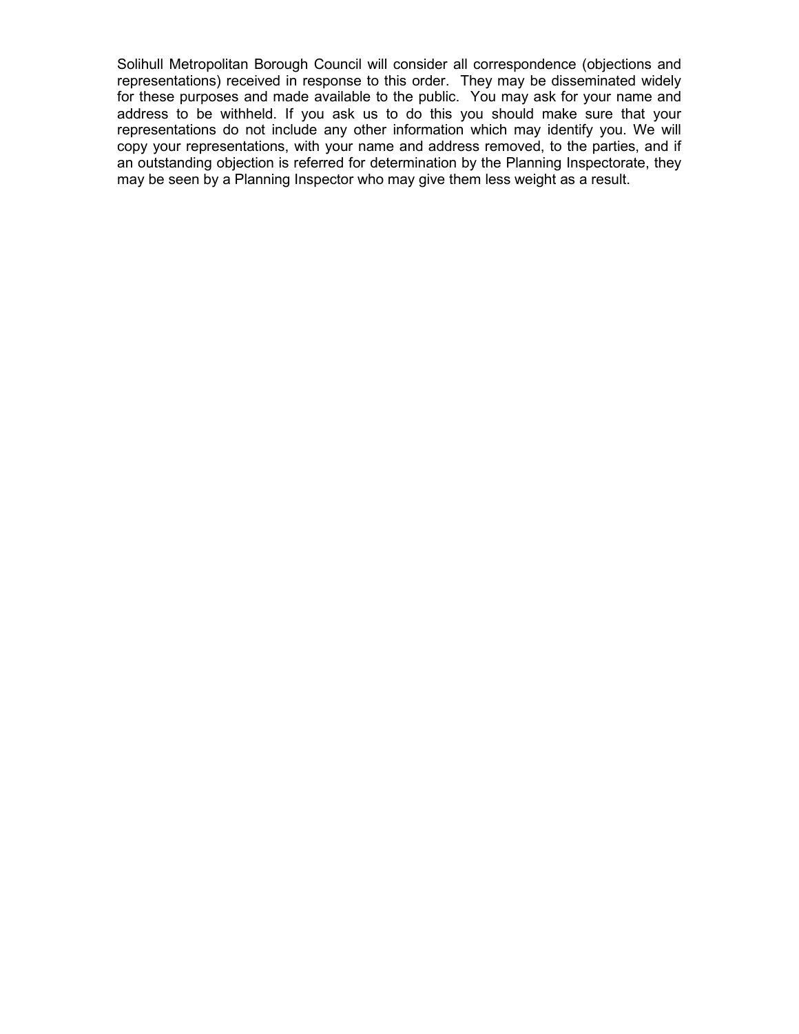Solihull Metropolitan Borough Council will consider all correspondence (objections and representations) received in response to this order. They may be disseminated widely for these purposes and made available to the public. You may ask for your name and address to be withheld. If you ask us to do this you should make sure that your representations do not include any other information which may identify you. We will copy your representations, with your name and address removed, to the parties, and if an outstanding objection is referred for determination by the Planning Inspectorate, they may be seen by a Planning Inspector who may give them less weight as a result.